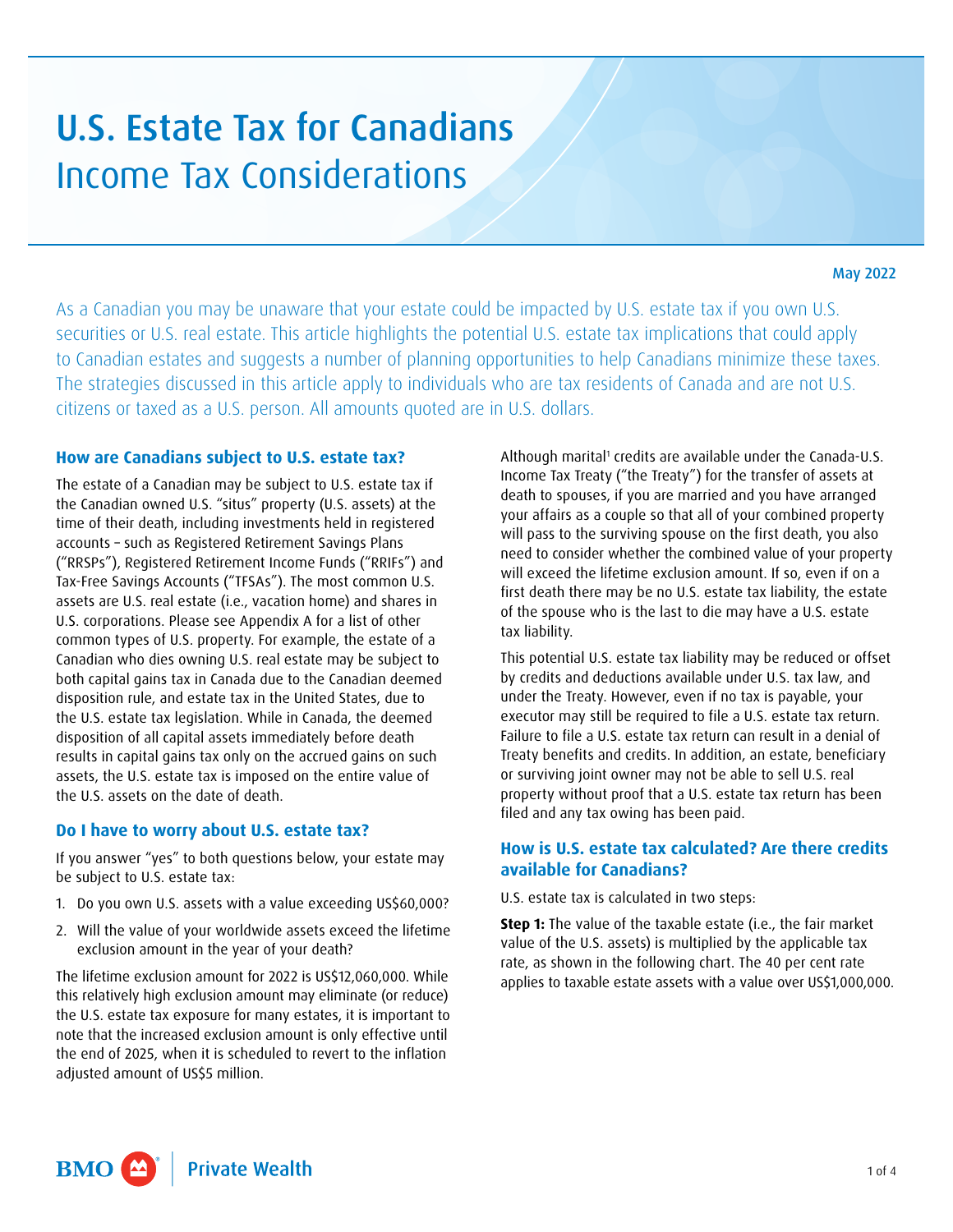# U.S. Estate Tax for Canadians

## Income Tax Considerations

May 2022

As a Canadian you may be unaware that your estate could be impacted by U.S. estate tax if you own U.S. securities or U.S. real estate. This article highlights the potential U.S. estate tax implications that could apply to Canadian estates and suggests a number of planning opportunities to help Canadians minimize these taxes. The strategies discussed in this article apply to individuals who are tax residents of Canada and are not U.S. citizens or taxed as a U.S. person. All amounts quoted are in U.S. dollars.

### How are Canadians subject to U.S. estate tax?

The estate of a Canadian may be subject to U.S. estate tax if the Canadian owned U.S. "situs" property (U.S. assets) at the time of their death, including investments held in registered accounts – such as Registered Retirement Savings Plans ("RRSPs"), Registered Retirement Income Funds ("RRIFs") and Tax-Free Savings Accounts ("TFSAs"). The most common U.S. assets are U.S. real estate (i.e., vacation home) and shares in U.S. corporations. Please see Appendix A for a list of other common types of U.S. property. For example, the estate of a Canadian who dies owning U.S. real estate may be subject to both capital gains tax in Canada due to the Canadian deemed disposition rule, and estate tax in the United States, due to the U.S. estate tax legislation. While in Canada, the deemed disposition of all capital assets immediately before death results in capital gains tax only on the accrued gains on such assets, the U.S. estate tax is imposed on the entire value of the U.S. assets on the date of death.

### Do I have to worry about U.S. estate tax?

If you answer "yes" to both questions below, your estate may be subject to U.S. estate tax:

1. Do you own U.S. assets with a value exceeding US$60,000?
2. Will the value of your worldwide assets exceed the lifetime exclusion amount in the year of your death?

The lifetime exclusion amount for 2022 is US$12,060,000. While this relatively high exclusion amount may eliminate (or reduce) the U.S. estate tax exposure for many estates, it is important to note that the increased exclusion amount is only effective until the end of 2025, when it is scheduled to revert to the inflation adjusted amount of US$5 million.

Although marital[1] credits are available under the Canada-U.S. Income Tax Treaty ("the Treaty") for the transfer of assets at death to spouses, if you are married and you have arranged your affairs as a couple so that all of your combined property will pass to the surviving spouse on the first death, you also need to consider whether the combined value of your property will exceed the lifetime exclusion amount. If so, even if on a first death there may be no U.S. estate tax liability, the estate of the spouse who is the last to die may have a U.S. estate tax liability.

This potential U.S. estate tax liability may be reduced or offset by credits and deductions available under U.S. tax law, and under the Treaty. However, even if no tax is payable, your executor may still be required to file a U.S. estate tax return. Failure to file a U.S. estate tax return can result in a denial of Treaty benefits and credits. In addition, an estate, beneficiary or surviving joint owner may not be able to sell U.S. real property without proof that a U.S. estate tax return has been filed and any tax owing has been paid.

### How is U.S. estate tax calculated? Are there credits available for Canadians?

U.S. estate tax is calculated in two steps:

**Step 1:** The value of the taxable estate (i.e., the fair market value of the U.S. assets) is multiplied by the applicable tax rate, as shown in the following chart. The 40 per cent rate applies to taxable estate assets with a value over US$1,000,000.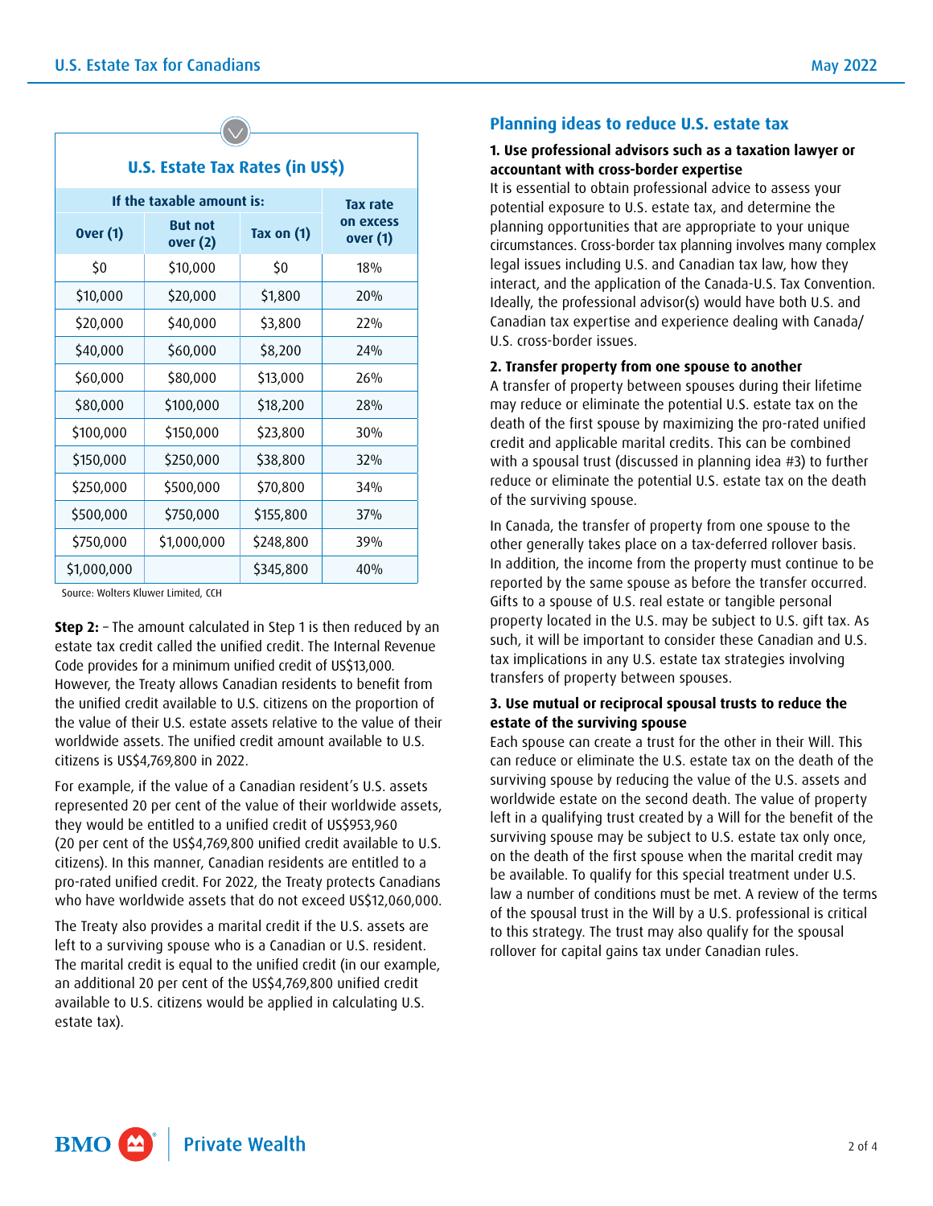**U.S. Estate Tax Rates (in US$)**

| If the taxable amount is: | | | Tax rate on excess over (1) |
|---|---|---|---|
| Over (1) | But not over (2) | Tax on (1) | |
| $0 | $10,000 | $0 | 18% |
| $10,000 | $20,000 | $1,800 | 20% |
| $20,000 | $40,000 | $3,800 | 22% |
| $40,000 | $60,000 | $8,200 | 24% |
| $60,000 | $80,000 | $13,000 | 26% |
| $80,000 | $100,000 | $18,200 | 28% |
| $100,000 | $150,000 | $23,800 | 30% |
| $150,000 | $250,000 | $38,800 | 32% |
| $250,000 | $500,000 | $70,800 | 34% |
| $500,000 | $750,000 | $155,800 | 37% |
| $750,000 | $1,000,000 | $248,800 | 39% |
| $1,000,000 | | $345,800 | 40% |

Source: Wolters Kluwer Limited, CCH

**Step 2:** – The amount calculated in Step 1 is then reduced by an estate tax credit called the unified credit. The Internal Revenue Code provides for a minimum unified credit of US$13,000. However, the Treaty allows Canadian residents to benefit from the unified credit available to U.S. citizens on the proportion of the value of their U.S. estate assets relative to the value of their worldwide assets. The unified credit amount available to U.S. citizens is US$4,769,800 in 2022.

For example, if the value of a Canadian resident's U.S. assets represented 20 per cent of the value of their worldwide assets, they would be entitled to a unified credit of US$953,960 (20 per cent of the US$4,769,800 unified credit available to U.S. citizens). In this manner, Canadian residents are entitled to a pro-rated unified credit. For 2022, the Treaty protects Canadians who have worldwide assets that do not exceed US$12,060,000.

The Treaty also provides a marital credit if the U.S. assets are left to a surviving spouse who is a Canadian or U.S. resident. The marital credit is equal to the unified credit (in our example, an additional 20 per cent of the US$4,769,800 unified credit available to U.S. citizens would be applied in calculating U.S. estate tax).

## Planning ideas to reduce U.S. estate tax

**1. Use professional advisors such as a taxation lawyer or accountant with cross-border expertise**

It is essential to obtain professional advice to assess your potential exposure to U.S. estate tax, and determine the planning opportunities that are appropriate to your unique circumstances. Cross-border tax planning involves many complex legal issues including U.S. and Canadian tax law, how they interact, and the application of the Canada-U.S. Tax Convention. Ideally, the professional advisor(s) would have both U.S. and Canadian tax expertise and experience dealing with Canada/U.S. cross-border issues.

**2. Transfer property from one spouse to another**

A transfer of property between spouses during their lifetime may reduce or eliminate the potential U.S. estate tax on the death of the first spouse by maximizing the pro-rated unified credit and applicable marital credits. This can be combined with a spousal trust (discussed in planning idea #3) to further reduce or eliminate the potential U.S. estate tax on the death of the surviving spouse.

In Canada, the transfer of property from one spouse to the other generally takes place on a tax-deferred rollover basis. In addition, the income from the property must continue to be reported by the same spouse as before the transfer occurred. Gifts to a spouse of U.S. real estate or tangible personal property located in the U.S. may be subject to U.S. gift tax. As such, it will be important to consider these Canadian and U.S. tax implications in any U.S. estate tax strategies involving transfers of property between spouses.

**3. Use mutual or reciprocal spousal trusts to reduce the estate of the surviving spouse**

Each spouse can create a trust for the other in their Will. This can reduce or eliminate the U.S. estate tax on the death of the surviving spouse by reducing the value of the U.S. assets and worldwide estate on the second death. The value of property left in a qualifying trust created by a Will for the benefit of the surviving spouse may be subject to U.S. estate tax only once, on the death of the first spouse when the marital credit may be available. To qualify for this special treatment under U.S. law a number of conditions must be met. A review of the terms of the spousal trust in the Will by a U.S. professional is critical to this strategy. The trust may also qualify for the spousal rollover for capital gains tax under Canadian rules.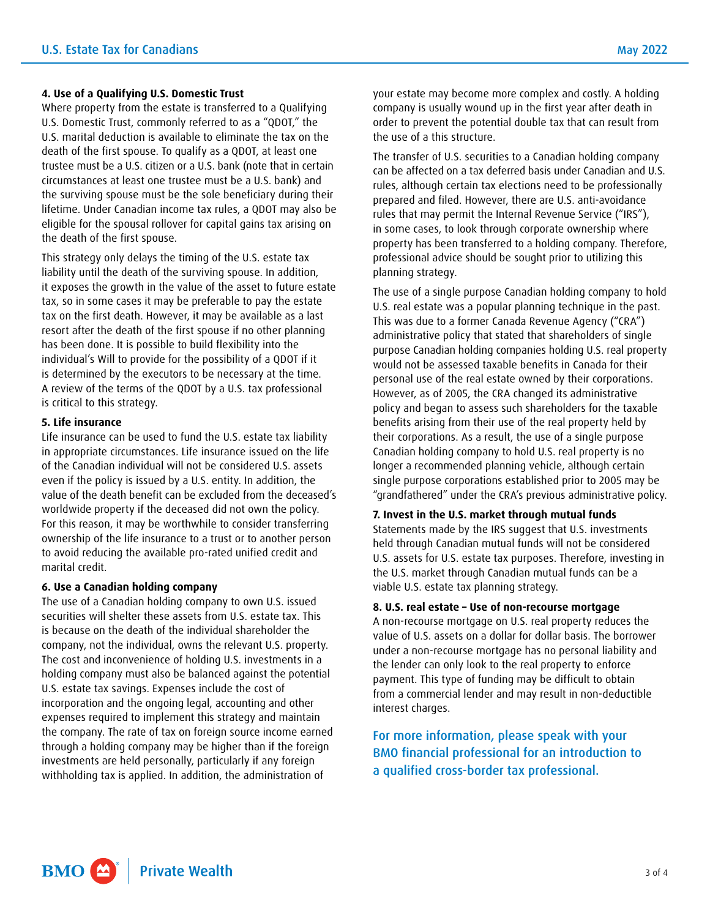#### 4. Use of a Qualifying U.S. Domestic Trust

Where property from the estate is transferred to a Qualifying U.S. Domestic Trust, commonly referred to as a "QDOT," the U.S. marital deduction is available to eliminate the tax on the death of the first spouse. To qualify as a QDOT, at least one trustee must be a U.S. citizen or a U.S. bank (note that in certain circumstances at least one trustee must be a U.S. bank) and the surviving spouse must be the sole beneficiary during their lifetime. Under Canadian income tax rules, a QDOT may also be eligible for the spousal rollover for capital gains tax arising on the death of the first spouse.

This strategy only delays the timing of the U.S. estate tax liability until the death of the surviving spouse. In addition, it exposes the growth in the value of the asset to future estate tax, so in some cases it may be preferable to pay the estate tax on the first death. However, it may be available as a last resort after the death of the first spouse if no other planning has been done. It is possible to build flexibility into the individual's Will to provide for the possibility of a QDOT if it is determined by the executors to be necessary at the time. A review of the terms of the QDOT by a U.S. tax professional is critical to this strategy.

#### 5. Life insurance

Life insurance can be used to fund the U.S. estate tax liability in appropriate circumstances. Life insurance issued on the life of the Canadian individual will not be considered U.S. assets even if the policy is issued by a U.S. entity. In addition, the value of the death benefit can be excluded from the deceased's worldwide property if the deceased did not own the policy. For this reason, it may be worthwhile to consider transferring ownership of the life insurance to a trust or to another person to avoid reducing the available pro-rated unified credit and marital credit.

#### 6. Use a Canadian holding company

The use of a Canadian holding company to own U.S. issued securities will shelter these assets from U.S. estate tax. This is because on the death of the individual shareholder the company, not the individual, owns the relevant U.S. property. The cost and inconvenience of holding U.S. investments in a holding company must also be balanced against the potential U.S. estate tax savings. Expenses include the cost of incorporation and the ongoing legal, accounting and other expenses required to implement this strategy and maintain the company. The rate of tax on foreign source income earned through a holding company may be higher than if the foreign investments are held personally, particularly if any foreign withholding tax is applied. In addition, the administration of your estate may become more complex and costly. A holding company is usually wound up in the first year after death in order to prevent the potential double tax that can result from the use of a this structure.

The transfer of U.S. securities to a Canadian holding company can be affected on a tax deferred basis under Canadian and U.S. rules, although certain tax elections need to be professionally prepared and filed. However, there are U.S. anti-avoidance rules that may permit the Internal Revenue Service ("IRS"), in some cases, to look through corporate ownership where property has been transferred to a holding company. Therefore, professional advice should be sought prior to utilizing this planning strategy.

The use of a single purpose Canadian holding company to hold U.S. real estate was a popular planning technique in the past. This was due to a former Canada Revenue Agency ("CRA") administrative policy that stated that shareholders of single purpose Canadian holding companies holding U.S. real property would not be assessed taxable benefits in Canada for their personal use of the real estate owned by their corporations. However, as of 2005, the CRA changed its administrative policy and began to assess such shareholders for the taxable benefits arising from their use of the real property held by their corporations. As a result, the use of a single purpose Canadian holding company to hold U.S. real property is no longer a recommended planning vehicle, although certain single purpose corporations established prior to 2005 may be "grandfathered" under the CRA's previous administrative policy.

#### 7. Invest in the U.S. market through mutual funds

Statements made by the IRS suggest that U.S. investments held through Canadian mutual funds will not be considered U.S. assets for U.S. estate tax purposes. Therefore, investing in the U.S. market through Canadian mutual funds can be a viable U.S. estate tax planning strategy.

#### 8. U.S. real estate – Use of non-recourse mortgage

A non-recourse mortgage on U.S. real property reduces the value of U.S. assets on a dollar for dollar basis. The borrower under a non-recourse mortgage has no personal liability and the lender can only look to the real property to enforce payment. This type of funding may be difficult to obtain from a commercial lender and may result in non-deductible interest charges.

**For more information, please speak with your BMO financial professional for an introduction to a qualified cross-border tax professional.**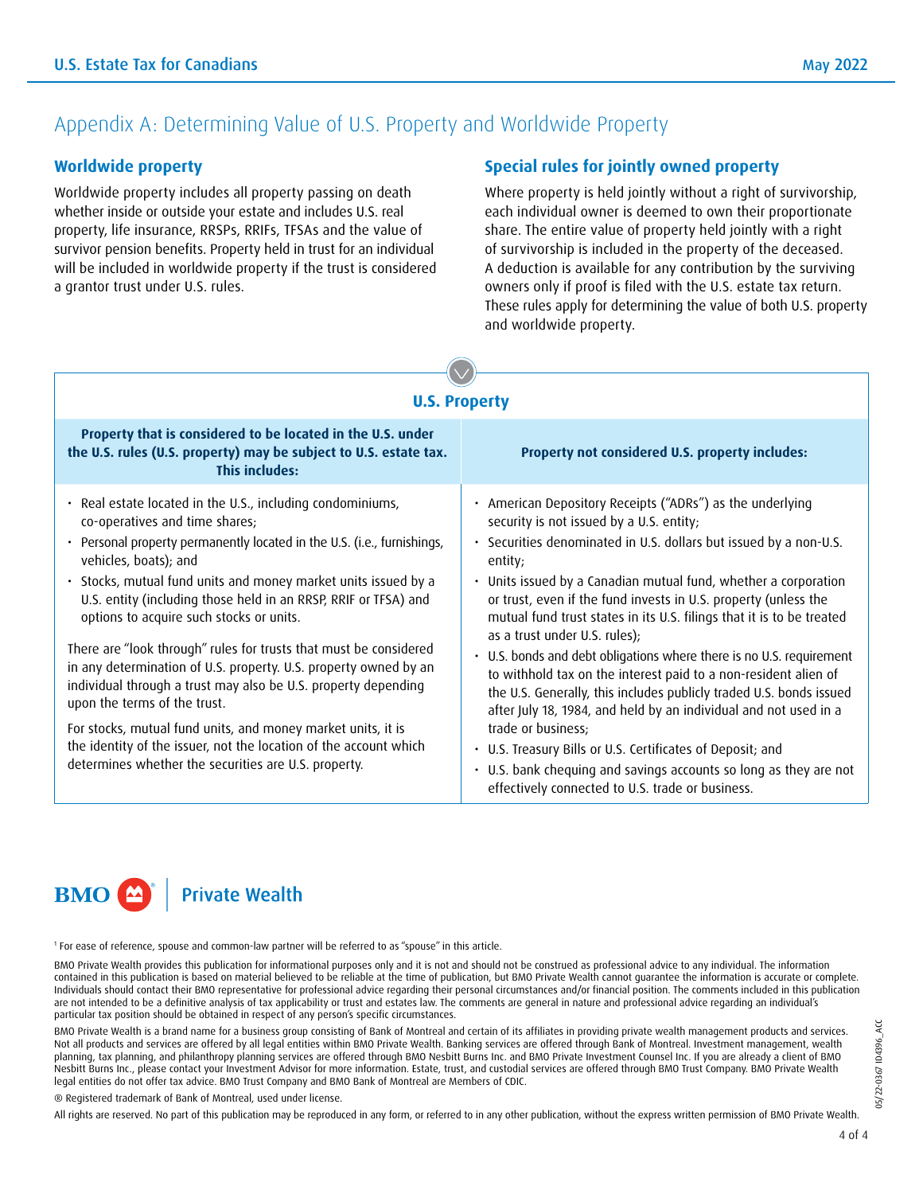# Appendix A: Determining Value of U.S. Property and Worldwide Property

## Worldwide property

Worldwide property includes all property passing on death whether inside or outside your estate and includes U.S. real property, life insurance, RRSPs, RRIFs, TFSAs and the value of survivor pension benefits. Property held in trust for an individual will be included in worldwide property if the trust is considered a grantor trust under U.S. rules.

## Special rules for jointly owned property

Where property is held jointly without a right of survivorship, each individual owner is deemed to own their proportionate share. The entire value of property held jointly with a right of survivorship is included in the property of the deceased. A deduction is available for any contribution by the surviving owners only if proof is filed with the U.S. estate tax return. These rules apply for determining the value of both U.S. property and worldwide property.

## U.S. Property

| Property that is considered to be located in the U.S. under the U.S. rules (U.S. property) may be subject to U.S. estate tax. This includes: | Property not considered U.S. property includes: |
|---|---|
| • Real estate located in the U.S., including condominiums, co-operatives and time shares;<br>• Personal property permanently located in the U.S. (i.e., furnishings, vehicles, boats); and<br>• Stocks, mutual fund units and money market units issued by a U.S. entity (including those held in an RRSP, RRIF or TFSA) and options to acquire such stocks or units.<br><br>There are "look through" rules for trusts that must be considered in any determination of U.S. property. U.S. property owned by an individual through a trust may also be U.S. property depending upon the terms of the trust.<br><br>For stocks, mutual fund units, and money market units, it is the identity of the issuer, not the location of the account which determines whether the securities are U.S. property. | • American Depository Receipts ("ADRs") as the underlying security is not issued by a U.S. entity;<br>• Securities denominated in U.S. dollars but issued by a non-U.S. entity;<br>• Units issued by a Canadian mutual fund, whether a corporation or trust, even if the fund invests in U.S. property (unless the mutual fund trust states in its U.S. filings that it is to be treated as a trust under U.S. rules);<br>• U.S. bonds and debt obligations where there is no U.S. requirement to withhold tax on the interest paid to a non-resident alien of the U.S. Generally, this includes publicly traded U.S. bonds issued after July 18, 1984, and held by an individual and not used in a trade or business;<br>• U.S. Treasury Bills or U.S. Certificates of Deposit; and<br>• U.S. bank chequing and savings accounts so long as they are not effectively connected to U.S. trade or business. |

BMO Private Wealth

[1] For ease of reference, spouse and common-law partner will be referred to as "spouse" in this article.

BMO Private Wealth provides this publication for informational purposes only and it is not and should not be construed as professional advice to any individual. The information contained in this publication is based on material believed to be reliable at the time of publication, but BMO Private Wealth cannot guarantee the information is accurate or complete. Individuals should contact their BMO representative for professional advice regarding their personal circumstances and/or financial position. The comments included in this publication are not intended to be a definitive analysis of tax applicability or trust and estates law. The comments are general in nature and professional advice regarding an individual's particular tax position should be obtained in respect of any person's specific circumstances.

BMO Private Wealth is a brand name for a business group consisting of Bank of Montreal and certain of its affiliates in providing private wealth management products and services. Not all products and services are offered by all legal entities within BMO Private Wealth. Banking services are offered through Bank of Montreal. Investment management, wealth planning, tax planning, and philanthropy planning services are offered through BMO Nesbitt Burns Inc. and BMO Private Investment Counsel Inc. If you are already a client of BMO Nesbitt Burns Inc., please contact your Investment Advisor for more information. Estate, trust, and custodial services are offered through BMO Trust Company. BMO Private Wealth legal entities do not offer tax advice. BMO Trust Company and BMO Bank of Montreal are Members of CDIC.

® Registered trademark of Bank of Montreal, used under license.

All rights are reserved. No part of this publication may be reproduced in any form, or referred to in any other publication, without the express written permission of BMO Private Wealth.

05/22-0367 ID4396_ACC